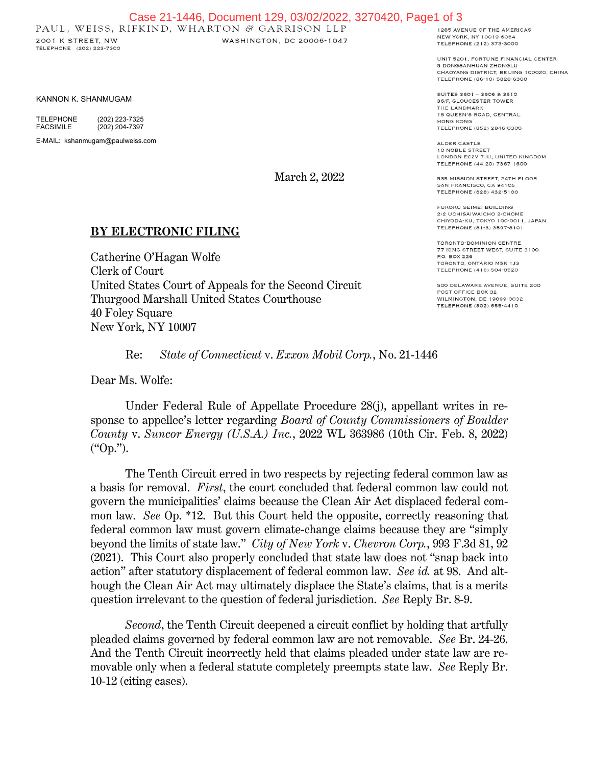PAUL, WEISS, RIFKIND, WHARTON & GARRISON LLP

2001 K STREET, NW
WASHINGTON, DC 20006-1047
TELEPHONE (202) 223-7300

1285 AVENUE OF THE AMERICAS
NEW YORK, NY 10019-6064
TELEPHONE (212) 373-3000

UNIT 5201, FORTUNE FINANCIAL CENTER
5 DONGSANHUAN ZHONGLU
CHAOYANG DISTRICT, BEIJING 100020, CHINA
TELEPHONE (86-10) 5828-6300

SUITES 3601 – 3606 & 3610
36/F, GLOUCESTER TOWER
THE LANDMARK
15 QUEEN'S ROAD, CENTRAL
HONG KONG
TELEPHONE (852) 2846-0300

ALDER CASTLE
10 NOBLE STREET
LONDON EC2V 7JU, UNITED KINGDOM
TELEPHONE (44 20) 7367 1600

535 MISSION STREET, 24TH FLOOR
SAN FRANCISCO, CA 94105
TELEPHONE (628) 432-5100

FUKOKU SEIMEI BUILDING
2-2 UCHISAIWAICHO 2-CHOME
CHIYODA-KU, TOKYO 100-0011, JAPAN
TELEPHONE (81-3) 3597-8101

TORONTO-DOMINION CENTRE
77 KING STREET WEST, SUITE 3100
P.O. BOX 226
TORONTO, ONTARIO M5K 1J3
TELEPHONE (416) 504-0520

500 DELAWARE AVENUE, SUITE 200
POST OFFICE BOX 32
WILMINGTON, DE 19899-0032
TELEPHONE (302) 655-4410

KANNON K. SHANMUGAM

TELEPHONE (202) 223-7325
FACSIMILE (202) 204-7397

E-MAIL: kshanmugam@paulweiss.com

March 2, 2022

**BY ELECTRONIC FILING**

Catherine O'Hagan Wolfe
Clerk of Court
United States Court of Appeals for the Second Circuit
Thurgood Marshall United States Courthouse
40 Foley Square
New York, NY 10007

Re: *State of Connecticut* v. *Exxon Mobil Corp.*, No. 21-1446

Dear Ms. Wolfe:

Under Federal Rule of Appellate Procedure 28(j), appellant writes in response to appellee's letter regarding *Board of County Commissioners of Boulder County* v. *Suncor Energy (U.S.A.) Inc.*, 2022 WL 363986 (10th Cir. Feb. 8, 2022) ("Op.").

The Tenth Circuit erred in two respects by rejecting federal common law as a basis for removal. *First*, the court concluded that federal common law could not govern the municipalities' claims because the Clean Air Act displaced federal common law. *See* Op. *12. But this Court held the opposite, correctly reasoning that federal common law must govern climate-change claims because they are "simply beyond the limits of state law." *City of New York* v. *Chevron Corp.*, 993 F.3d 81, 92 (2021). This Court also properly concluded that state law does not "snap back into action" after statutory displacement of federal common law. *See id.* at 98. And although the Clean Air Act may ultimately displace the State's claims, that is a merits question irrelevant to the question of federal jurisdiction. *See* Reply Br. 8-9.

*Second*, the Tenth Circuit deepened a circuit conflict by holding that artfully pleaded claims governed by federal common law are not removable. *See* Br. 24-26. And the Tenth Circuit incorrectly held that claims pleaded under state law are removable only when a federal statute completely preempts state law. *See* Reply Br. 10-12 (citing cases).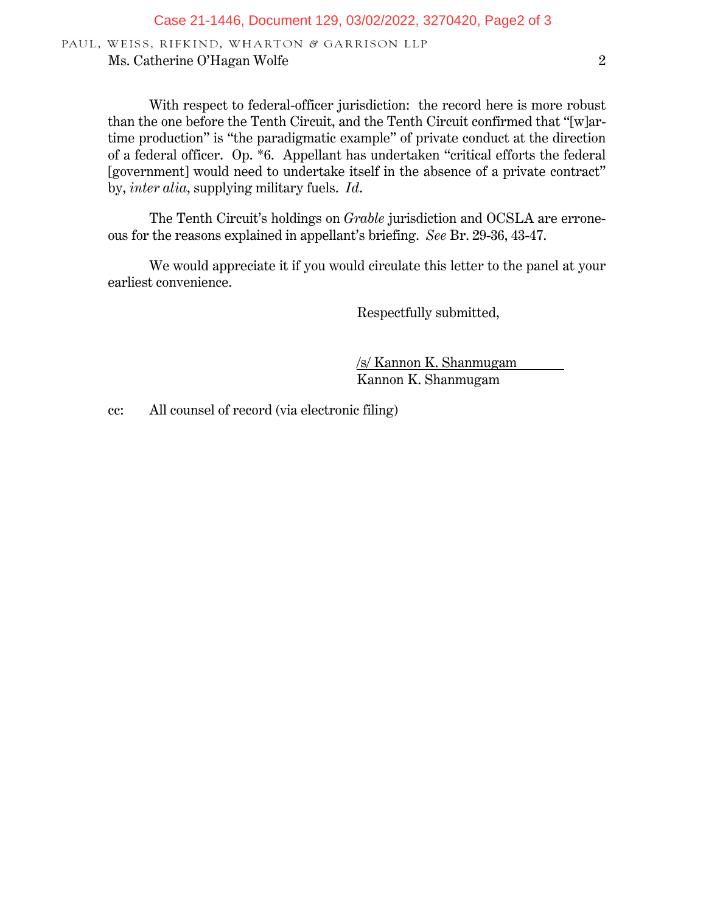Ms. Catherine O'Hagan Wolfe

With respect to federal-officer jurisdiction: the record here is more robust than the one before the Tenth Circuit, and the Tenth Circuit confirmed that "[w]artime production" is "the paradigmatic example" of private conduct at the direction of a federal officer. Op. *6. Appellant has undertaken "critical efforts the federal [government] would need to undertake itself in the absence of a private contract" by, *inter alia*, supplying military fuels. *Id.*

The Tenth Circuit's holdings on *Grable* jurisdiction and OCSLA are erroneous for the reasons explained in appellant's briefing. *See* Br. 29-36, 43-47.

We would appreciate it if you would circulate this letter to the panel at your earliest convenience.

Respectfully submitted,

/s/ Kannon K. Shanmugam
Kannon K. Shanmugam

cc: All counsel of record (via electronic filing)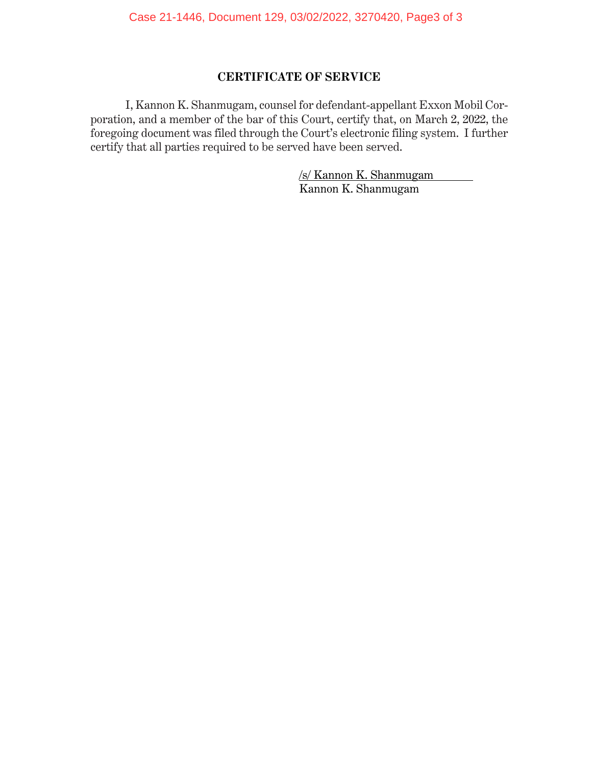## CERTIFICATE OF SERVICE

I, Kannon K. Shanmugam, counsel for defendant-appellant Exxon Mobil Corporation, and a member of the bar of this Court, certify that, on March 2, 2022, the foregoing document was filed through the Court's electronic filing system. I further certify that all parties required to be served have been served.

/s/ Kannon K. Shanmugam
Kannon K. Shanmugam